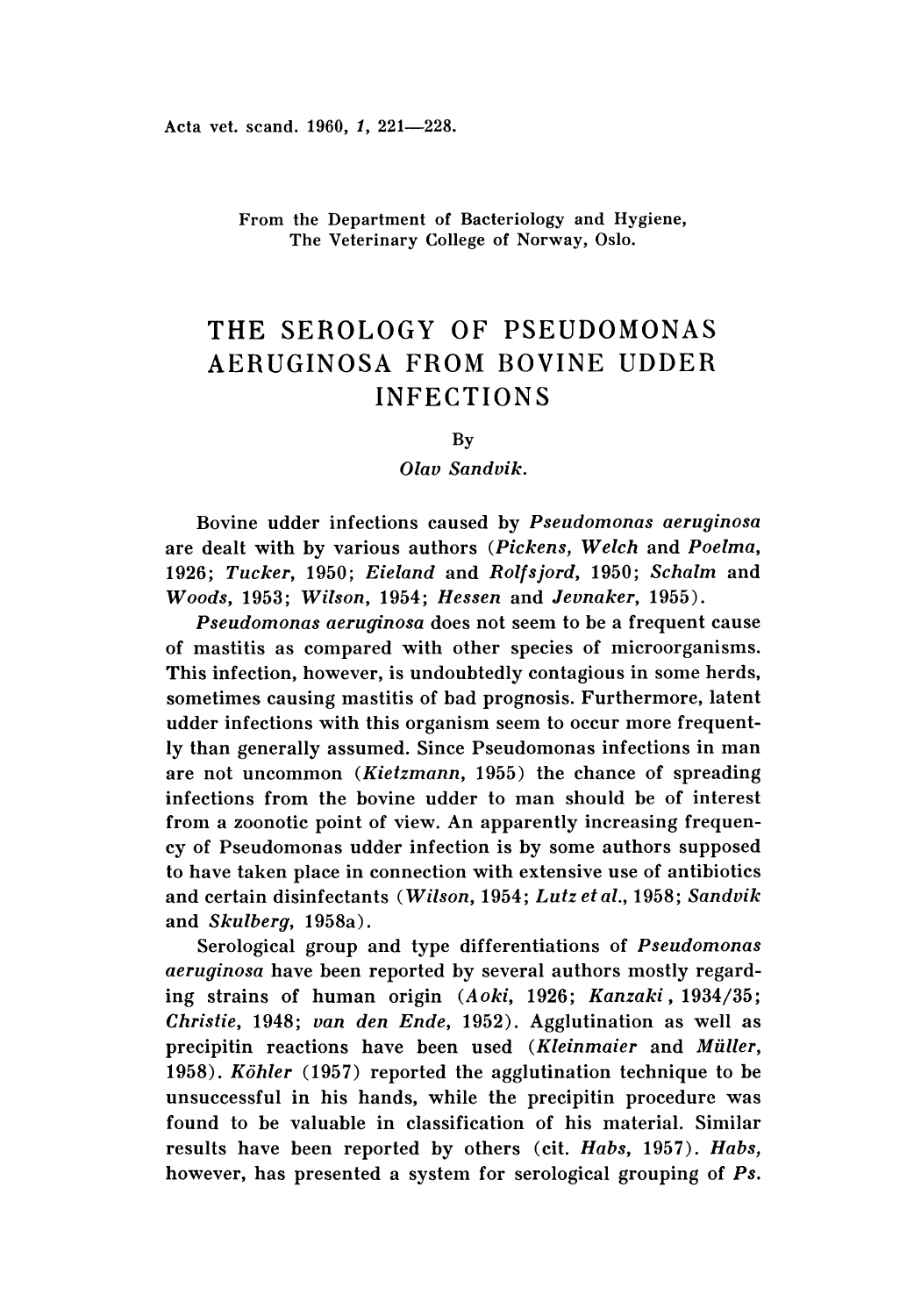From the Department of Bacteriology and Hygiene,
The Veterinary College of Norway, Oslo.

# THE SEROLOGY OF PSEUDOMONAS AERUGINOSA FROM BOVINE UDDER INFECTIONS

By

*Olav Sandvik.*

Bovine udder infections caused by *Pseudomonas aeruginosa* are dealt with by various authors (*Pickens, Welch* and *Poelma*, 1926; *Tucker*, 1950; *Eieland* and *Rolfsjord*, 1950; *Schalm* and *Woods*, 1953; *Wilson*, 1954; *Hessen* and *Jevnaker*, 1955).

*Pseudomonas aeruginosa* does not seem to be a frequent cause of mastitis as compared with other species of microorganisms. This infection, however, is undoubtedly contagious in some herds, sometimes causing mastitis of bad prognosis. Furthermore, latent udder infections with this organism seem to occur more frequently than generally assumed. Since Pseudomonas infections in man are not uncommon (*Kietzmann*, 1955) the chance of spreading infections from the bovine udder to man should be of interest from a zoonotic point of view. An apparently increasing frequency of Pseudomonas udder infection is by some authors supposed to have taken place in connection with extensive use of antibiotics and certain disinfectants (*Wilson*, 1954; *Lutz et al.*, 1958; *Sandvik* and *Skulberg*, 1958a).

Serological group and type differentiations of *Pseudomonas aeruginosa* have been reported by several authors mostly regarding strains of human origin (*Aoki*, 1926; *Kanzaki*, 1934/35; *Christie*, 1948; *van den Ende*, 1952). Agglutination as well as precipitin reactions have been used (*Kleinmaier* and *Müller*, 1958). *Köhler* (1957) reported the agglutination technique to be unsuccessful in his hands, while the precipitin procedure was found to be valuable in classification of his material. Similar results have been reported by others (cit. *Habs*, 1957). *Habs*, however, has presented a system for serological grouping of *Ps.*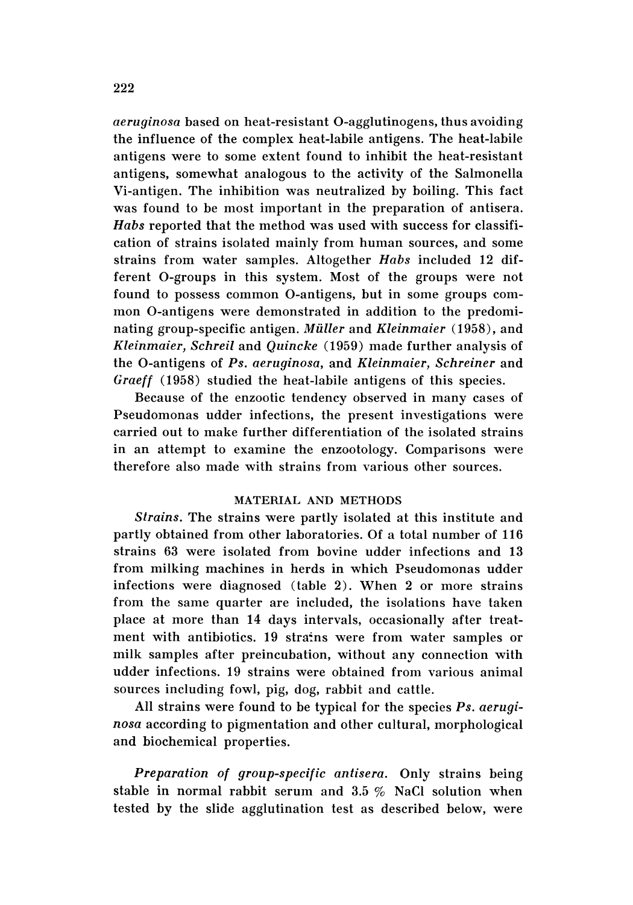*aeruginosa* based on heat-resistant O-agglutinogens, thus avoiding the influence of the complex heat-labile antigens. The heat-labile antigens were to some extent found to inhibit the heat-resistant antigens, somewhat analogous to the activity of the Salmonella Vi-antigen. The inhibition was neutralized by boiling. This fact was found to be most important in the preparation of antisera. *Habs* reported that the method was used with success for classification of strains isolated mainly from human sources, and some strains from water samples. Altogether *Habs* included 12 different O-groups in this system. Most of the groups were not found to possess common O-antigens, but in some groups common O-antigens were demonstrated in addition to the predominating group-specific antigen. *Müller* and *Kleinmaier* (1958), and *Kleinmaier, Schreil* and *Quincke* (1959) made further analysis of the O-antigens of *Ps. aeruginosa*, and *Kleinmaier, Schreiner* and *Graeff* (1958) studied the heat-labile antigens of this species.

Because of the enzootic tendency observed in many cases of Pseudomonas udder infections, the present investigations were carried out to make further differentiation of the isolated strains in an attempt to examine the enzootology. Comparisons were therefore also made with strains from various other sources.

## MATERIAL AND METHODS

*Strains.* The strains were partly isolated at this institute and partly obtained from other laboratories. Of a total number of 116 strains 63 were isolated from bovine udder infections and 13 from milking machines in herds in which Pseudomonas udder infections were diagnosed (table 2). When 2 or more strains from the same quarter are included, the isolations have taken place at more than 14 days intervals, occasionally after treatment with antibiotics. 19 strains were from water samples or milk samples after preincubation, without any connection with udder infections. 19 strains were obtained from various animal sources including fowl, pig, dog, rabbit and cattle.

All strains were found to be typical for the species *Ps. aeruginosa* according to pigmentation and other cultural, morphological and biochemical properties.

*Preparation of group-specific antisera.* Only strains being stable in normal rabbit serum and 3.5 % NaCl solution when tested by the slide agglutination test as described below, were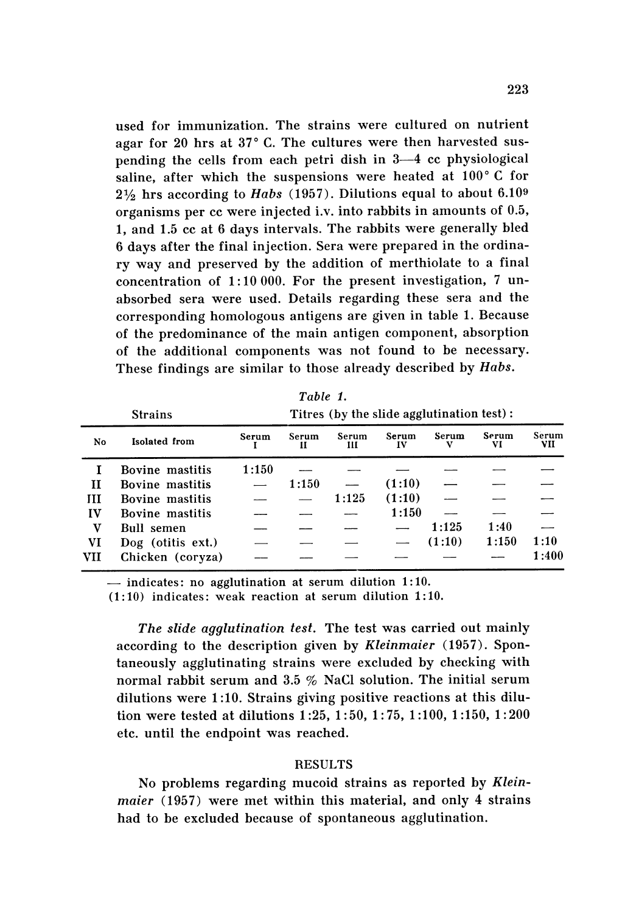used for immunization. The strains were cultured on nutrient agar for 20 hrs at 37° C. The cultures were then harvested suspending the cells from each petri dish in 3—4 cc physiological saline, after which the suspensions were heated at 100° C for 2½ hrs according to *Habs* (1957). Dilutions equal to about $6.10^9$ organisms per cc were injected i.v. into rabbits in amounts of 0.5, 1, and 1.5 cc at 6 days intervals. The rabbits were generally bled 6 days after the final injection. Sera were prepared in the ordinary way and preserved by the addition of merthiolate to a final concentration of 1:10 000. For the present investigation, 7 unabsorbed sera were used. Details regarding these sera and the corresponding homologous antigens are given in table 1. Because of the predominance of the main antigen component, absorption of the additional components was not found to be necessary. These findings are similar to those already described by *Habs*.

*Table 1.*

| Strains | | Titres (by the slide agglutination test): | | | | | | |
|---|---|---|---|---|---|---|---|---|
| No | Isolated from | Serum I | Serum II | Serum III | Serum IV | Serum V | Serum VI | Serum VII |
| I | Bovine mastitis | 1:150 | — | — | — | — | — | — |
| II | Bovine mastitis | — | 1:150 | — | (1:10) | — | — | — |
| III | Bovine mastitis | — | — | 1:125 | (1:10) | — | — | — |
| IV | Bovine mastitis | — | — | — | 1:150 | — | — | — |
| V | Bull semen | — | — | — | — | 1:125 | 1:40 | — |
| VI | Dog (otitis ext.) | — | — | — | — | (1:10) | 1:150 | 1:10 |
| VII | Chicken (coryza) | — | — | — | — | — | — | 1:400 |

— indicates: no agglutination at serum dilution 1:10.
(1:10) indicates: weak reaction at serum dilution 1:10.

*The slide agglutination test.* The test was carried out mainly according to the description given by *Kleinmaier* (1957). Spontaneously agglutinating strains were excluded by checking with normal rabbit serum and 3.5 % NaCl solution. The initial serum dilutions were 1:10. Strains giving positive reactions at this dilution were tested at dilutions 1:25, 1:50, 1:75, 1:100, 1:150, 1:200 etc. until the endpoint was reached.

## RESULTS

No problems regarding mucoid strains as reported by *Kleinmaier* (1957) were met within this material, and only 4 strains had to be excluded because of spontaneous agglutination.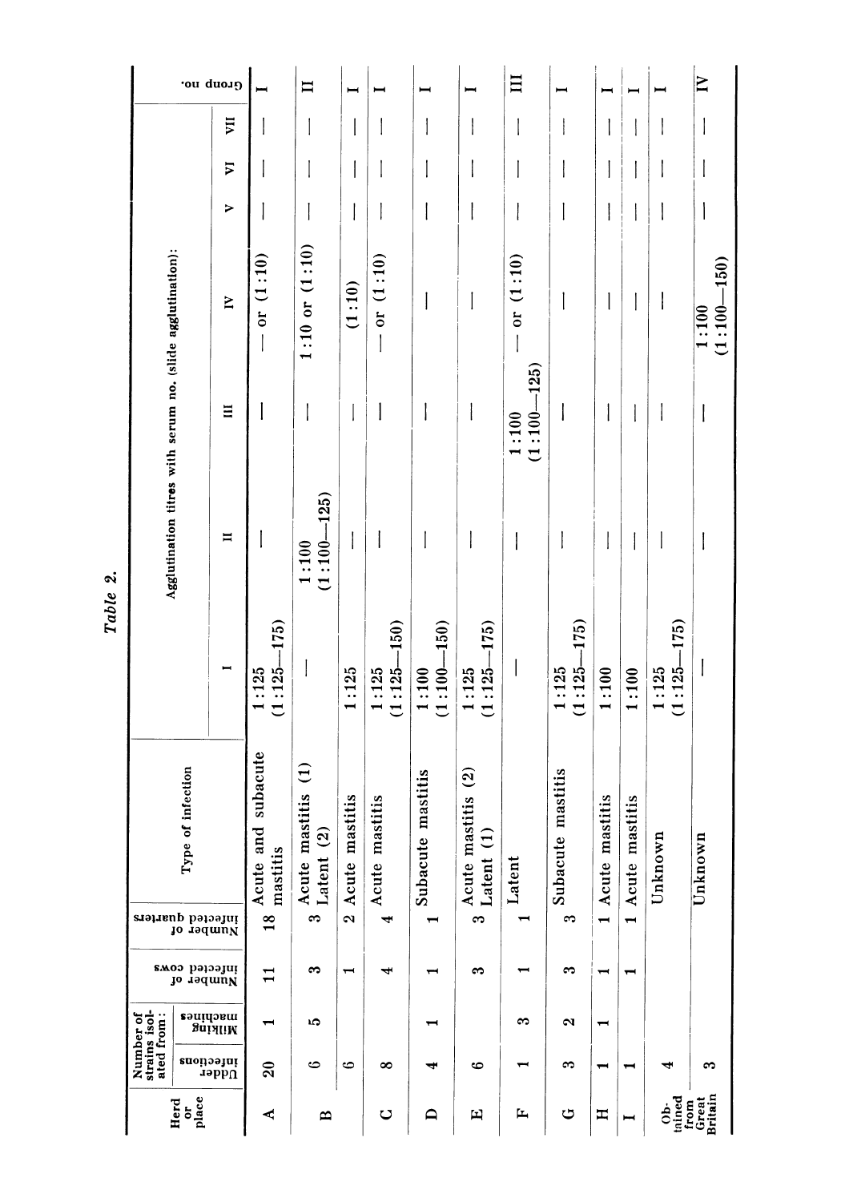*Table 2.*

| Herd or place | Number of strains isolated from: Udder infections | Number of strains isolated from: Milking machines | Number of infected cows | Number of infected quarters | Type of infection | Agglutination titres with serum no. (slide agglutination): I | II | III | IV | V | VI | VII | Group no. |
|---|---|---|---|---|---|---|---|---|---|---|---|---|---|
| A | 20 | 1 | 11 | 18 | Acute and subacute mastitis | 1:125 (1:125—175) | — | — | — or (1:10) | — | — | — | I |
| B | 6 | 5 | 3 | 3 | Acute mastitis (1) Latent (2) | — | 1:100 (1:100—125) | — | 1:10 or (1:10) | — | — | — | II |
| | 6 | | 1 | 2 | Acute mastitis | 1:125 | — | — | (1:10) | — | — | — | I |
| C | 8 | | 4 | 4 | Acute mastitis | 1:125 (1:125—150) | — | — | — or (1:10) | — | — | — | I |
| D | 4 | 1 | 1 | 1 | Subacute mastitis | 1:100 (1:100—150) | — | — | — | — | — | — | I |
| E | 6 | | 3 | 3 | Acute mastitis (2) Latent (1) | 1:125 (1:125—175) | — | — | — | — | — | — | I |
| F | 1 | 3 | 1 | 1 | Latent | — | — | 1:100 (1:100—125) | — or (1:10) | — | — | — | III |
| G | 3 | 2 | 3 | 3 | Subacute mastitis | 1:125 (1:125—175) | — | — | — | — | — | — | I |
| H | 1 | 1 | 1 | 1 | Acute mastitis | 1:100 | — | — | — | — | — | — | I |
| I | 1 | | 1 | 1 | Acute mastitis | 1:100 | — | — | — | — | — | — | I |
| Obtained from Great Britain | 4 | | | | Unknown | 1:125 (1:125—175) | — | — | — | — | — | — | I |
| | 3 | | | | Unknown | — | — | — | 1:100 (1:100—150) | — | — | — | IV |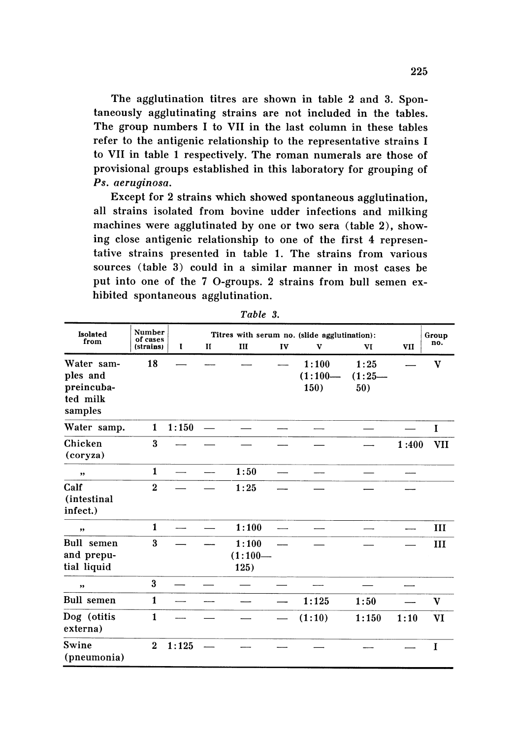The agglutination titres are shown in table 2 and 3. Spontaneously agglutinating strains are not included in the tables. The group numbers I to VII in the last column in these tables refer to the antigenic relationship to the representative strains I to VII in table 1 respectively. The roman numerals are those of provisional groups established in this laboratory for grouping of *Ps. aeruginosa*.

Except for 2 strains which showed spontaneous agglutination, all strains isolated from bovine udder infections and milking machines were agglutinated by one or two sera (table 2), showing close antigenic relationship to one of the first 4 representative strains presented in table 1. The strains from various sources (table 3) could in a similar manner in most cases be put into one of the 7 O-groups. 2 strains from bull semen exhibited spontaneous agglutination.

*Table 3.*

| Isolated from | Number of cases (strains) | Titres with serum no. (slide agglutination): I | II | III | IV | V | VI | VII | Group no. |
|---|---|---|---|---|---|---|---|---|---|
| Water samples and preincubated milk samples | 18 | — | — | — | — | 1:100 (1:100—150) | 1:25 (1:25—50) | — | V |
| Water samp. | 1 | 1:150 | — | — | — | — | — | — | I |
| Chicken (coryza) | 3 | — | — | — | — | — | — | 1:400 | VII |
| " | 1 | — | — | 1:50 | — | — | — | — | |
| Calf (intestinal infect.) | 2 | — | — | 1:25 | — | — | — | — | |
| " | 1 | — | — | 1:100 | — | — | — | — | III |
| Bull semen and preputial liquid | 3 | — | — | 1:100 (1:100—125) | — | — | — | — | III |
| " | 3 | — | — | — | — | — | — | — | |
| Bull semen | 1 | — | — | — | — | 1:125 | 1:50 | — | V |
| Dog (otitis externa) | 1 | — | — | — | — | (1:10) | 1:150 | 1:10 | VI |
| Swine (pneumonia) | 2 | 1:125 | — | — | — | — | — | — | I |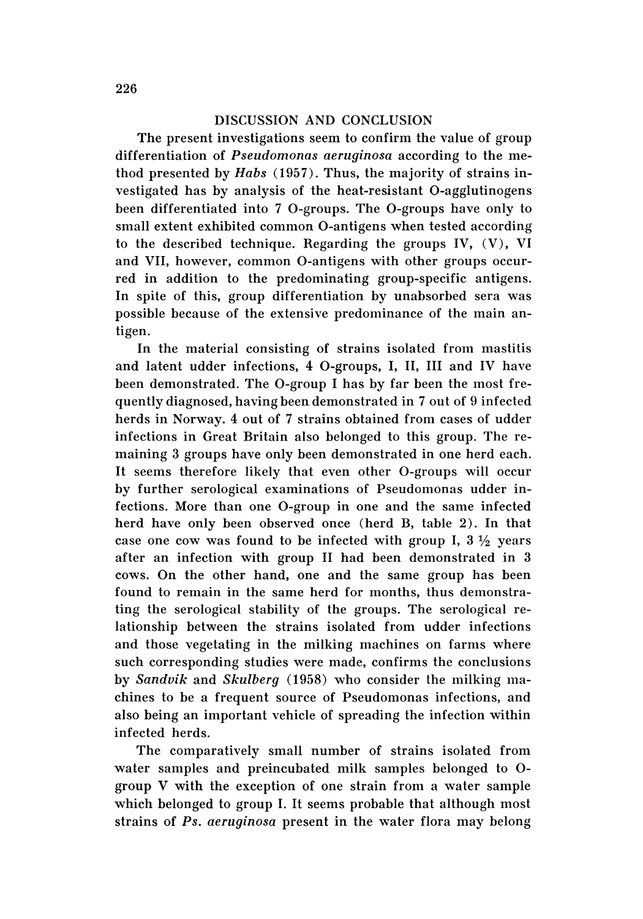## DISCUSSION AND CONCLUSION

The present investigations seem to confirm the value of group differentiation of *Pseudomonas aeruginosa* according to the method presented by *Habs* (1957). Thus, the majority of strains investigated has by analysis of the heat-resistant O-agglutinogens been differentiated into 7 O-groups. The O-groups have only to small extent exhibited common O-antigens when tested according to the described technique. Regarding the groups IV, (V), VI and VII, however, common O-antigens with other groups occurred in addition to the predominating group-specific antigens. In spite of this, group differentiation by unabsorbed sera was possible because of the extensive predominance of the main antigen.

In the material consisting of strains isolated from mastitis and latent udder infections, 4 O-groups, I, II, III and IV have been demonstrated. The O-group I has by far been the most frequently diagnosed, having been demonstrated in 7 out of 9 infected herds in Norway. 4 out of 7 strains obtained from cases of udder infections in Great Britain also belonged to this group. The remaining 3 groups have only been demonstrated in one herd each. It seems therefore likely that even other O-groups will occur by further serological examinations of Pseudomonas udder infections. More than one O-group in one and the same infected herd have only been observed once (herd B, table 2). In that case one cow was found to be infected with group I, 3 ½ years after an infection with group II had been demonstrated in 3 cows. On the other hand, one and the same group has been found to remain in the same herd for months, thus demonstrating the serological stability of the groups. The serological relationship between the strains isolated from udder infections and those vegetating in the milking machines on farms where such corresponding studies were made, confirms the conclusions by *Sandvik* and *Skulberg* (1958) who consider the milking machines to be a frequent source of Pseudomonas infections, and also being an important vehicle of spreading the infection within infected herds.

The comparatively small number of strains isolated from water samples and preincubated milk samples belonged to O-group V with the exception of one strain from a water sample which belonged to group I. It seems probable that although most strains of *Ps. aeruginosa* present in the water flora may belong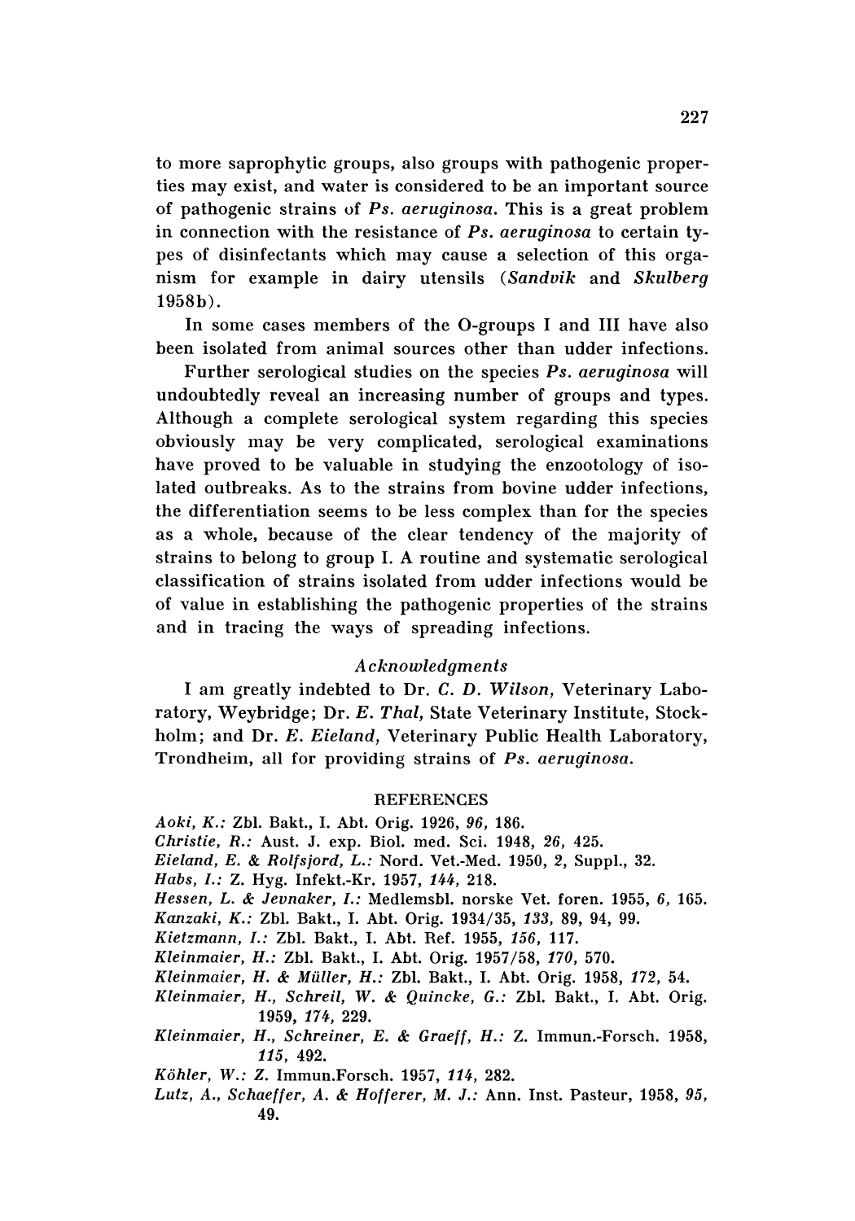to more saprophytic groups, also groups with pathogenic properties may exist, and water is considered to be an important source of pathogenic strains of *Ps. aeruginosa*. This is a great problem in connection with the resistance of *Ps. aeruginosa* to certain types of disinfectants which may cause a selection of this organism for example in dairy utensils (*Sandvik* and *Skulberg* 1958b).

In some cases members of the O-groups I and III have also been isolated from animal sources other than udder infections.

Further serological studies on the species *Ps. aeruginosa* will undoubtedly reveal an increasing number of groups and types. Although a complete serological system regarding this species obviously may be very complicated, serological examinations have proved to be valuable in studying the enzootology of isolated outbreaks. As to the strains from bovine udder infections, the differentiation seems to be less complex than for the species as a whole, because of the clear tendency of the majority of strains to belong to group I. A routine and systematic serological classification of strains isolated from udder infections would be of value in establishing the pathogenic properties of the strains and in tracing the ways of spreading infections.

## *Acknowledgments*

I am greatly indebted to Dr. *C. D. Wilson*, Veterinary Laboratory, Weybridge; Dr. *E. Thal*, State Veterinary Institute, Stockholm; and Dr. *E. Eieland*, Veterinary Public Health Laboratory, Trondheim, all for providing strains of *Ps. aeruginosa*.

## REFERENCES

*Aoki, K.*: Zbl. Bakt., I. Abt. Orig. 1926, *96*, 186.

*Christie, R.*: Aust. J. exp. Biol. med. Sci. 1948, *26*, 425.

*Eieland, E. & Rolfsjord, L.*: Nord. Vet.-Med. 1950, *2*, Suppl., 32.

*Habs, I.*: Z. Hyg. Infekt.-Kr. 1957, *144*, 218.

*Hessen, L. & Jevnaker, I.*: Medlemsbl. norske Vet. foren. 1955, *6*, 165.

*Kanzaki, K.*: Zbl. Bakt., I. Abt. Orig. 1934/35, *133*, 89, 94, 99.

*Kietzmann, I.*: Zbl. Bakt., I. Abt. Ref. 1955, *156*, 117.

*Kleinmaier, H.*: Zbl. Bakt., I. Abt. Orig. 1957/58, *170*, 570.

*Kleinmaier, H. & Müller, H.*: Zbl. Bakt., I. Abt. Orig. 1958, *172*, 54.

*Kleinmaier, H., Schreil, W. & Quincke, G.*: Zbl. Bakt., I. Abt. Orig. 1959, *174*, 229.

*Kleinmaier, H., Schreiner, E. & Graeff, H.*: Z. Immun.-Forsch. 1958, *115*, 492.

*Köhler, W.*: Z. Immun.Forsch. 1957, *114*, 282.

*Lutz, A., Schaeffer, A. & Hofferer, M. J.*: Ann. Inst. Pasteur, 1958, *95*, 49.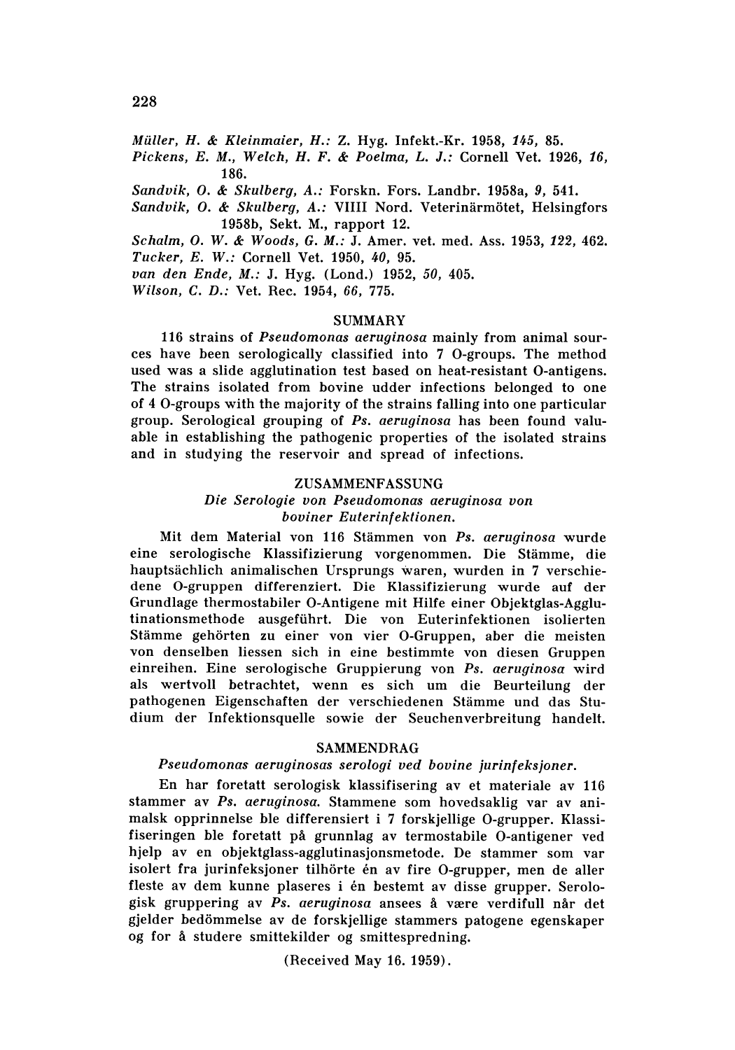*Müller, H. & Kleinmaier, H.*: Z. Hyg. Infekt.-Kr. 1958, *145*, 85.

*Pickens, E. M., Welch, H. F. & Poelma, L. J.*: Cornell Vet. 1926, *16*, 186.

*Sandvik, O. & Skulberg, A.*: Forskn. Fors. Landbr. 1958a, *9*, 541.

*Sandvik, O. & Skulberg, A.*: VIIII Nord. Veterinärmötet, Helsingfors 1958b, Sekt. M., rapport 12.

*Schalm, O. W. & Woods, G. M.*: J. Amer. vet. med. Ass. 1953, *122*, 462.

*Tucker, E. W.*: Cornell Vet. 1950, *40*, 95.

*van den Ende, M.*: J. Hyg. (Lond.) 1952, *50*, 405.

*Wilson, C. D.*: Vet. Rec. 1954, *66*, 775.

## SUMMARY

116 strains of *Pseudomonas aeruginosa* mainly from animal sources have been serologically classified into 7 O-groups. The method used was a slide agglutination test based on heat-resistant O-antigens. The strains isolated from bovine udder infections belonged to one of 4 O-groups with the majority of the strains falling into one particular group. Serological grouping of *Ps. aeruginosa* has been found valuable in establishing the pathogenic properties of the isolated strains and in studying the reservoir and spread of infections.

## ZUSAMMENFASSUNG

*Die Serologie von Pseudomonas aeruginosa von boviner Euterinfektionen.*

Mit dem Material von 116 Stämmen von *Ps. aeruginosa* wurde eine serologische Klassifizierung vorgenommen. Die Stämme, die hauptsächlich animalischen Ursprungs waren, wurden in 7 verschiedene O-gruppen differenziert. Die Klassifizierung wurde auf der Grundlage thermostabiler O-Antigene mit Hilfe einer Objektglas-Agglutinationsmethode ausgeführt. Die von Euterinfektionen isolierten Stämme gehörten zu einer von vier O-Gruppen, aber die meisten von denselben liessen sich in eine bestimmte von diesen Gruppen einreihen. Eine serologische Gruppierung von *Ps. aeruginosa* wird als wertvoll betrachtet, wenn es sich um die Beurteilung der pathogenen Eigenschaften der verschiedenen Stämme und das Studium der Infektionsquelle sowie der Seuchenverbreitung handelt.

## SAMMENDRAG

*Pseudomonas aeruginosas serologi ved bovine jurinfeksjoner.*

En har foretatt serologisk klassifisering av et materiale av 116 stammer av *Ps. aeruginosa*. Stammene som hovedsaklig var av animalsk opprinnelse ble differensiert i 7 forskjellige O-grupper. Klassifiseringen ble foretatt på grunnlag av termostabile O-antigener ved hjelp av en objektglass-agglutinasjonsmetode. De stammer som var isolert fra jurinfeksjoner tilhörte én av fire O-grupper, men de aller fleste av dem kunne plaseres i én bestemt av disse grupper. Serologisk gruppering av *Ps. aeruginosa* ansees å være verdifull når det gjelder bedömmelse av de forskjellige stammers patogene egenskaper og for å studere smittekilder og smittespredning.

(Received May 16. 1959).